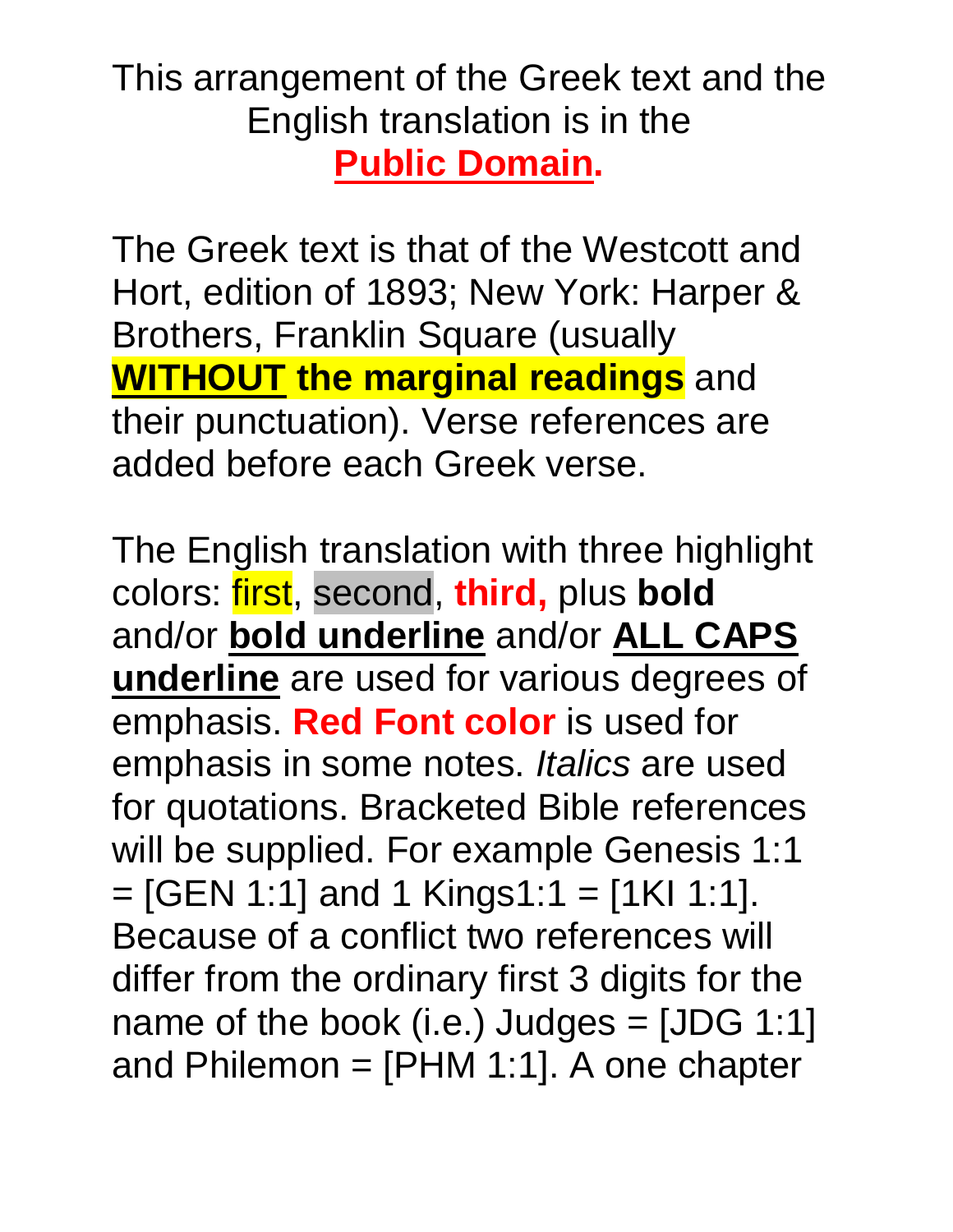This arrangement of the Greek text and the English translation is in the **Public Domain.**

The Greek text is that of the Westcott and Hort, edition of 1893; New York: Harper & Brothers, Franklin Square (usually **WITHOUT the marginal readings** and their punctuation). Verse references are added before each Greek verse.

The English translation with three highlight colors: first, second, **third,** plus **bold** and/or **bold underline** and/or **ALL CAPS underline** are used for various degrees of emphasis. **Red Font color** is used for emphasis in some notes. *Italics* are used for quotations. Bracketed Bible references will be supplied. For example Genesis 1:1 = [GEN 1:1] and 1 Kings1:1 = [1KI 1:1]. Because of a conflict two references will differ from the ordinary first 3 digits for the name of the book (i.e.) Judges = [JDG 1:1] and Philemon = [PHM 1:1]. A one chapter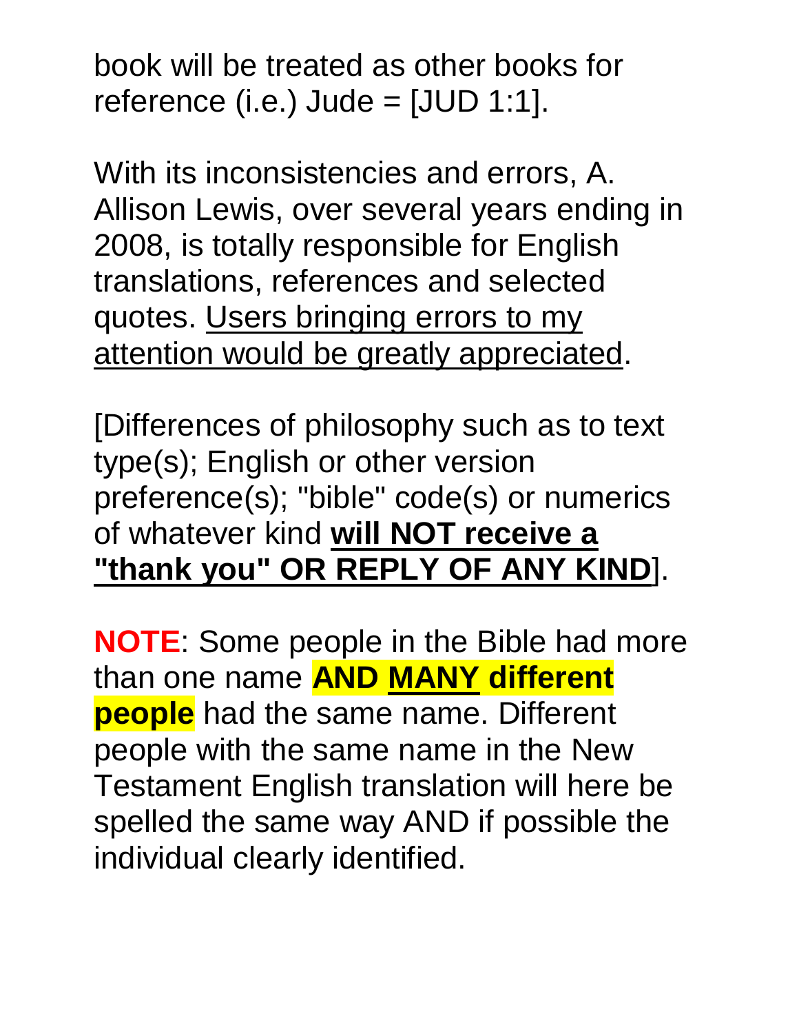book will be treated as other books for reference (i.e.) Jude = [JUD 1:1].

With its inconsistencies and errors, A. Allison Lewis, over several years ending in 2008, is totally responsible for English translations, references and selected quotes. <u>Users bringing errors to my attention would be greatly appreciated</u>.

[Differences of philosophy such as to text type(s); English or other version preference(s); "bible" code(s) or numerics of whatever kind **<u>will NOT receive a "thank you" OR REPLY OF ANY KIND</u>**].

**NOTE**: Some people in the Bible had more than one name **AND <u>MANY</u> different people** had the same name. Different people with the same name in the New Testament English translation will here be spelled the same way AND if possible the individual clearly identified.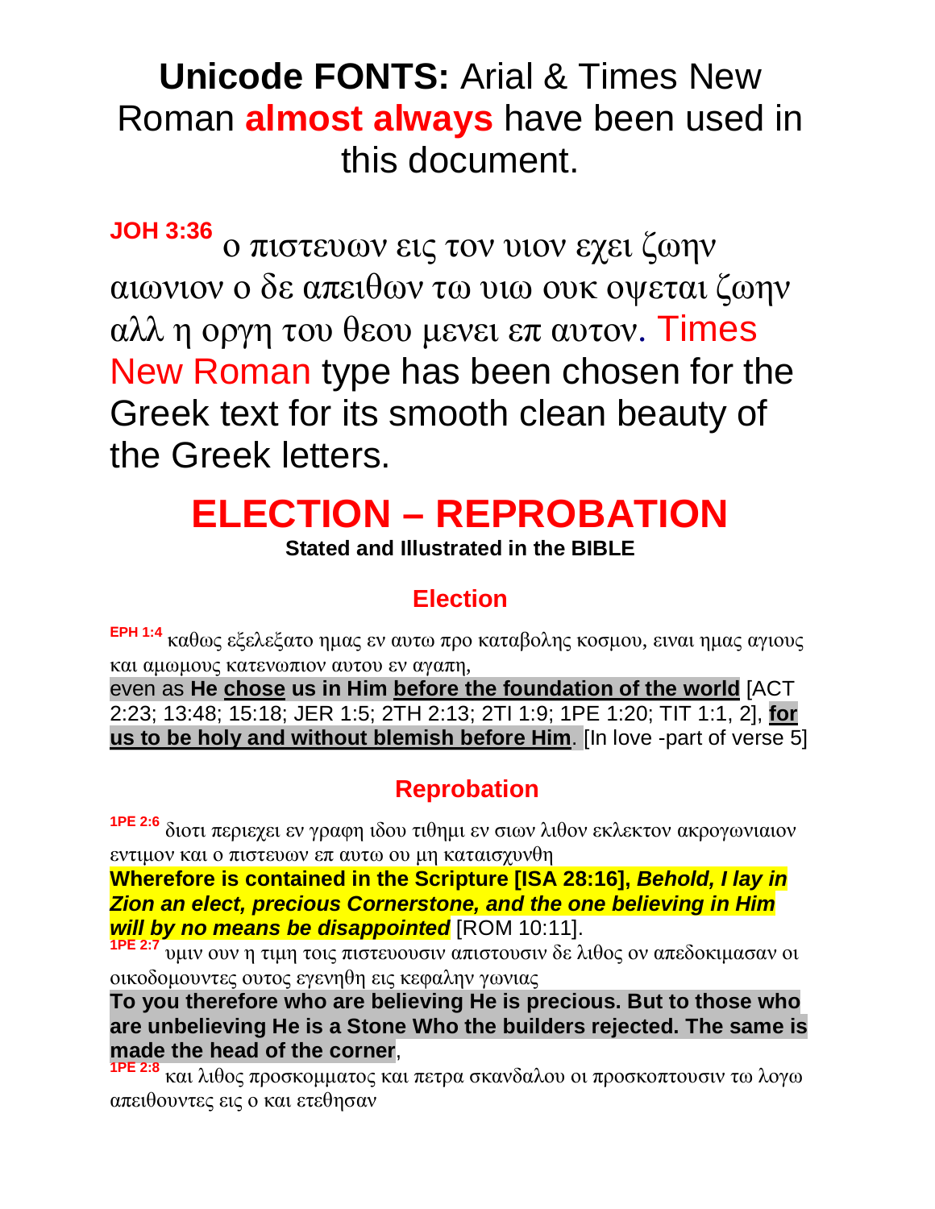# **Unicode FONTS:** Arial & Times New Roman **almost always** have been used in this document.

**JOH 3:36** ο πιστευων εις τον υιον εχει ζωην αιωνιον ο δε απειθων τω υιω ουκ οψεται ζωην αλλ η οργη του θεου μενει επ αυτον. Times New Roman type has been chosen for the Greek text for its smooth clean beauty of the Greek letters.

# ELECTION – REPROBATION

**Stated and Illustrated in the BIBLE**

## Election

**EPH 1:4** καθως εξελεξατο ημας εν αυτω προ καταβολης κοσμου, ειναι ημας αγιους και αμωμους κατενωπιον αυτου εν αγαπη,
even as **He chose us in Him before the foundation of the world** [ACT 2:23; 13:48; 15:18; JER 1:5; 2TH 2:13; 2TI 1:9; 1PE 1:20; TIT 1:1, 2], **for us to be holy and without blemish before Him**. [In love -part of verse 5]

## Reprobation

**1PE 2:6** διοτι περιεχει εν γραφη ιδου τιθημι εν σιων λιθον εκλεκτον ακρογωνιαιον εντιμον και ο πιστευων επ αυτω ου μη καταισχυνθη
**Wherefore is contained in the Scripture [ISA 28:16], *Behold, I lay in Zion an elect, precious Cornerstone, and the one believing in Him will by no means be disappointed*** [ROM 10:11].
**1PE 2:7** υμιν ουν η τιμη τοις πιστευουσιν απιστουσιν δε λιθος ον απεδοκιμασαν οι οικοδομουντες ουτος εγενηθη εις κεφαλην γωνιας
**To you therefore who are believing He is precious. But to those who are unbelieving He is a Stone Who the builders rejected. The same is made the head of the corner**,
**1PE 2:8** και λιθος προσκομματος και πετρα σκανδαλου οι προσκοπτουσιν τω λογω απειθουντες εις ο και ετεθησαν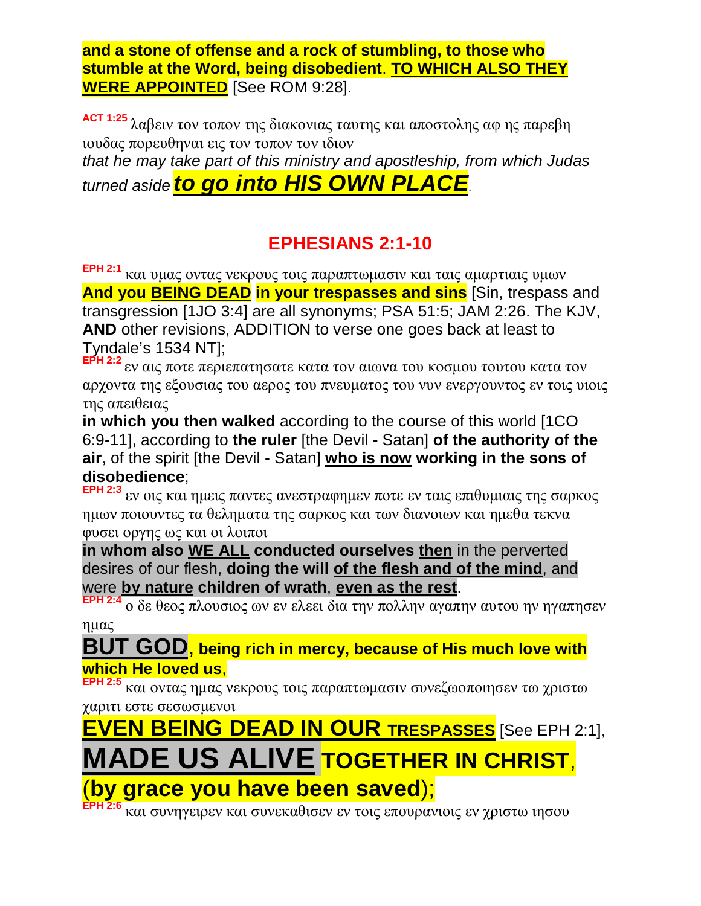**and a stone of offense and a rock of stumbling, to those who stumble at the Word, being disobedient**. **TO WHICH ALSO THEY WERE APPOINTED** [See ROM 9:28].

**ACT 1:25** λαβειν τον τοπον της διακονιας ταυτης και αποστολης αφ ης παρεβη ιουδας πορευθηναι εις τον τοπον τον ιδιον
*that he may take part of this ministry and apostleship, from which Judas turned aside* ***to go into HIS OWN PLACE***.

## EPHESIANS 2:1-10

**EPH 2:1** και υμας οντας νεκρους τοις παραπτωμασιν και ταις αμαρτιαις υμων
**And you BEING DEAD in your trespasses and sins** [Sin, trespass and transgression [1JO 3:4] are all synonyms; PSA 51:5; JAM 2:26. The KJV, **AND** other revisions, ADDITION to verse one goes back at least to Tyndale's 1534 NT];

**EPH 2:2** εν αις ποτε περιεπατησατε κατα τον αιωνα του κοσμου τουτου κατα τον αρχοντα της εξουσιας του αερος του πνευματος του νυν ενεργουντος εν τοις υιοις της απειθειας
**in which you then walked** according to the course of this world [1CO 6:9-11], according to **the ruler** [the Devil - Satan] **of the authority of the air**, of the spirit [the Devil - Satan] **who is now working in the sons of disobedience**;

**EPH 2:3** εν οις και ημεις παντες ανεστραφημεν ποτε εν ταις επιθυμιαις της σαρκος ημων ποιουντες τα θεληματα της σαρκος και των διανοιων και ημεθα τεκνα φυσει οργης ως και οι λοιποι
**in whom also WE ALL conducted ourselves then** in the perverted desires of our flesh, **doing the will of the flesh and of the mind**, and were **by nature children of wrath**, **even as the rest**.

**EPH 2:4** ο δε θεος πλουσιος ων εν ελεει δια την πολλην αγαπην αυτου ην ηγαπησεν ημας
**BUT GOD, being rich in mercy, because of His much love with which He loved us**,

**EPH 2:5** και οντας ημας νεκρους τοις παραπτωμασιν συνεζωοποιησεν τω χριστω χαριτι εστε σεσωσμενοι
**EVEN BEING DEAD IN OUR TRESPASSES** [See EPH 2:1], **MADE US ALIVE TOGETHER IN CHRIST**, (**by grace you have been saved**);

**EPH 2:6** και συνηγειρεν και συνεκαθισεν εν τοις επουρανιοις εν χριστω ιησου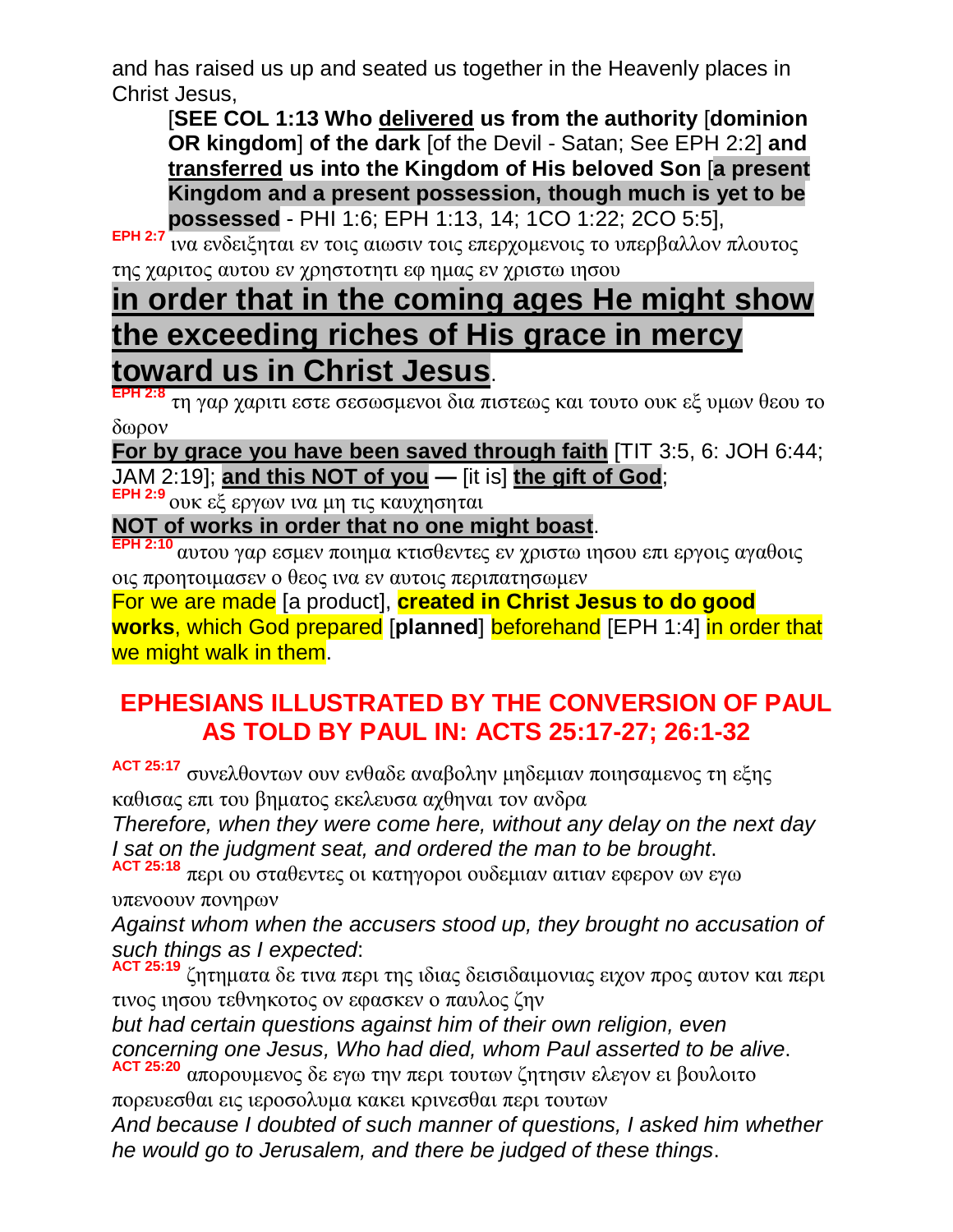and has raised us up and seated us together in the Heavenly places in Christ Jesus,

> [**SEE COL 1:13 Who delivered us from the authority** [**dominion OR kingdom**] **of the dark** [of the Devil - Satan; See EPH 2:2] **and transferred us into the Kingdom of His beloved Son** [**a present Kingdom and a present possession, though much is yet to be possessed** - PHI 1:6; EPH 1:13, 14; 1CO 1:22; 2CO 5:5],

**EPH 2:7** ινα ενδειξηται εν τοις αιωσιν τοις επερχομενοις το υπερβαλλον πλουτος της χαριτος αυτου εν χρηστοτητι εφ ημας εν χριστω ιησου

## in order that in the coming ages He might show the exceeding riches of His grace in mercy toward us in Christ Jesus.

**EPH 2:8** τη γαρ χαριτι εστε σεσωσμενοι δια πιστεως και τουτο ουκ εξ υμων θεου το δωρον

**For by grace you have been saved through faith** [TIT 3:5, 6: JOH 6:44; JAM 2:19]; **and this NOT of you —** [it is] **the gift of God**;

**EPH 2:9** ουκ εξ εργων ινα μη τις καυχησηται

**NOT of works in order that no one might boast**.

**EPH 2:10** αυτου γαρ εσμεν ποιημα κτισθεντες εν χριστω ιησου επι εργοις αγαθοις οις προητοιμασεν ο θεος ινα εν αυτοις περιπατησωμεν

For we are made [a product], **created in Christ Jesus to do good works**, which God prepared [**planned**] beforehand [EPH 1:4] in order that we might walk in them.

## EPHESIANS ILLUSTRATED BY THE CONVERSION OF PAUL AS TOLD BY PAUL IN: ACTS 25:17-27; 26:1-32

**ACT 25:17** συνελθοντων ουν ενθαδε αναβολην μηδεμιαν ποιησαμενος τη εξης καθισας επι του βηματος εκελευσα αχθηναι τον ανδρα

*Therefore, when they were come here, without any delay on the next day I sat on the judgment seat, and ordered the man to be brought*.

**ACT 25:18** περι ου σταθεντες οι κατηγοροι ουδεμιαν αιτιαν εφερον ων εγω υπενοουν πονηρων

*Against whom when the accusers stood up, they brought no accusation of such things as I expected*:

**ACT 25:19** ζητηματα δε τινα περι της ιδιας δεισιδαιμονιας ειχον προς αυτον και περι τινος ιησου τεθνηκοτος ον εφασκεν ο παυλος ζην

*but had certain questions against him of their own religion, even concerning one Jesus, Who had died, whom Paul asserted to be alive*.

**ACT 25:20** απορουμενος δε εγω την περι τουτων ζητησιν ελεγον ει βουλοιτο πορευεσθαι εις ιεροσολυμα κακει κρινεσθαι περι τουτων

*And because I doubted of such manner of questions, I asked him whether he would go to Jerusalem, and there be judged of these things*.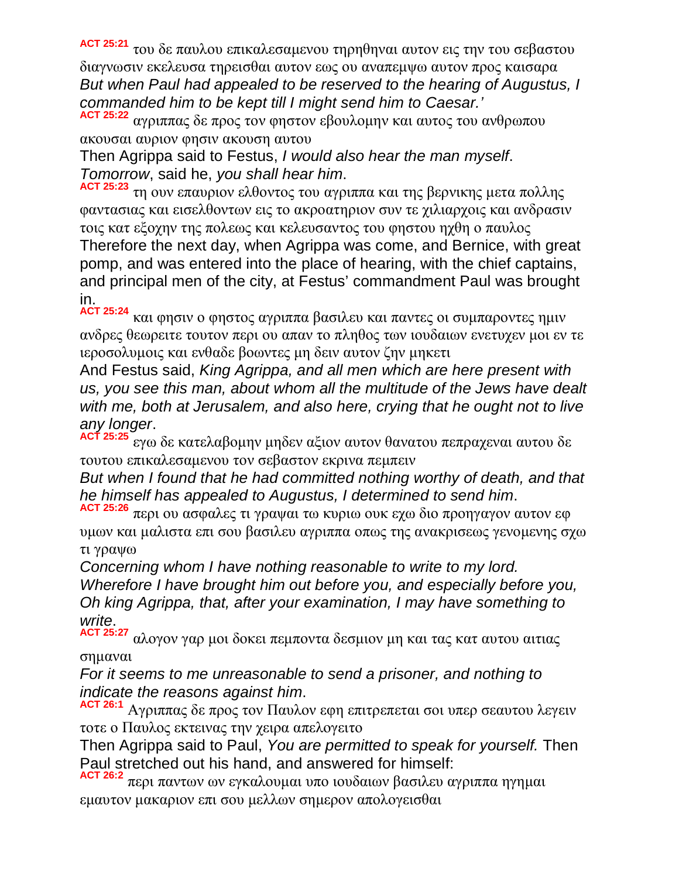**ACT 25:21** του δε παυλου επικαλεσαμενου τηρηθηναι αυτον εις την του σεβαστου διαγνωσιν εκελευσα τηρεισθαι αυτον εως ου αναπεμψω αυτον προς καισαρα
*But when Paul had appealed to be reserved to the hearing of Augustus, I commanded him to be kept till I might send him to Caesar.'*

**ACT 25:22** αγριππας δε προς τον φηστον εβουλομην και αυτος του ανθρωπου ακουσαι αυριον φησιν ακουση αυτου
Then Agrippa said to Festus, *I would also hear the man myself*. *Tomorrow*, said he, *you shall hear him*.

**ACT 25:23** τη ουν επαυριον ελθοντος του αγριππα και της βερνικης μετα πολλης φαντασιας και εισελθοντων εις το ακροατηριον συν τε χιλιαρχοις και ανδρασιν τοις κατ εξοχην της πολεως και κελευσαντος του φηστου ηχθη ο παυλος
Therefore the next day, when Agrippa was come, and Bernice, with great pomp, and was entered into the place of hearing, with the chief captains, and principal men of the city, at Festus' commandment Paul was brought in.

**ACT 25:24** και φησιν ο φηστος αγριππα βασιλευ και παντες οι συμπαροντες ημιν ανδρες θεωρειτε τουτον περι ου απαν το πληθος των ιουδαιων ενετυχεν μοι εν τε ιεροσολυμοις και ενθαδε βοωντες μη δειν αυτον ζην μηκετι
And Festus said, *King Agrippa, and all men which are here present with us, you see this man, about whom all the multitude of the Jews have dealt with me, both at Jerusalem, and also here, crying that he ought not to live any longer*.

**ACT 25:25** εγω δε κατελαβομην μηδεν αξιον αυτον θανατου πεπραχεναι αυτου δε τουτου επικαλεσαμενου τον σεβαστον εκρινα πεμπειν
*But when I found that he had committed nothing worthy of death, and that he himself has appealed to Augustus, I determined to send him*.

**ACT 25:26** περι ου ασφαλες τι γραψαι τω κυριω ουκ εχω διο προηγαγον αυτον εφ υμων και μαλιστα επι σου βασιλευ αγριππα οπως της ανακρισεως γενομενης σχω τι γραψω
*Concerning whom I have nothing reasonable to write to my lord. Wherefore I have brought him out before you, and especially before you, Oh king Agrippa, that, after your examination, I may have something to write*.

**ACT 25:27** αλογον γαρ μοι δοκει πεμποντα δεσμιον μη και τας κατ αυτου αιτιας σημαναι
*For it seems to me unreasonable to send a prisoner, and nothing to indicate the reasons against him*.

**ACT 26:1** Αγριππας δε προς τον Παυλον εφη επιτρεπεται σοι υπερ σεαυτου λεγειν τοτε ο Παυλος εκτεινας την χειρα απελογειτο
Then Agrippa said to Paul, *You are permitted to speak for yourself.* Then Paul stretched out his hand, and answered for himself:

**ACT 26:2** περι παντων ων εγκαλουμαι υπο ιουδαιων βασιλευ αγριππα ηγημαι εμαυτον μακαριον επι σου μελλων σημερον απολογεισθαι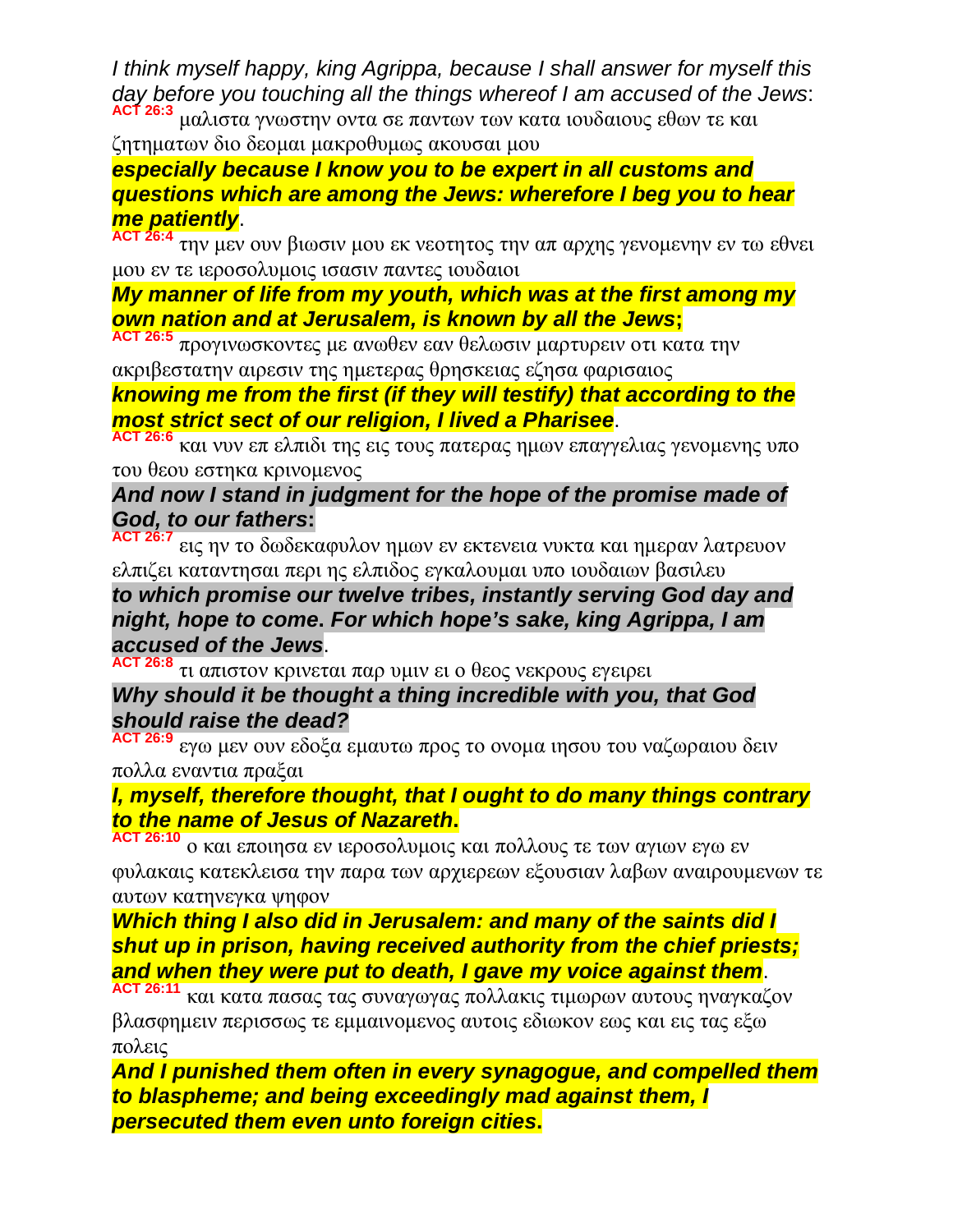*I think myself happy, king Agrippa, because I shall answer for myself this day before you touching all the things whereof I am accused of the Jews*:

**ACT 26:3** μαλιστα γνωστην οντα σε παντων των κατα ιουδαιους εθων τε και ζητηματων διο δεομαι μακροθυμως ακουσαι μου

***especially because I know you to be expert in all customs and questions which are among the Jews: wherefore I beg you to hear me patiently***.

**ACT 26:4** την μεν ουν βιωσιν μου εκ νεοτητος την απ αρχης γενομενην εν τω εθνει μου εν τε ιεροσολυμοις ισασιν παντες ιουδαιοι

***My manner of life from my youth, which was at the first among my own nation and at Jerusalem, is known by all the Jews*;**

**ACT 26:5** προγινωσκοντες με ανωθεν εαν θελωσιν μαρτυρειν οτι κατα την ακριβεστατην αιρεσιν της ημετερας θρησκειας εζησα φαρισαιος

***knowing me from the first (if they will testify) that according to the most strict sect of our religion, I lived a Pharisee***.

**ACT 26:6** και νυν επ ελπιδι της εις τους πατερας ημων επαγγελιας γενομενης υπο του θεου εστηκα κρινομενος

***And now I stand in judgment for the hope of the promise made of God, to our fathers*:**

**ACT 26:7** εις ην το δωδεκαφυλον ημων εν εκτενεια νυκτα και ημεραν λατρευον ελπιζει καταντησαι περι ης ελπιδος εγκαλουμαι υπο ιουδαιων βασιλευ

***to which promise our twelve tribes, instantly serving God day and night, hope to come*. *For which hope's sake, king Agrippa, I am accused of the Jews***.

**ACT 26:8** τι απιστον κρινεται παρ υμιν ει ο θεος νεκρους εγειρει

***Why should it be thought a thing incredible with you, that God should raise the dead?***

**ACT 26:9** εγω μεν ουν εδοξα εμαυτω προς το ονομα ιησου του ναζωραιου δειν πολλα εναντια πραξαι

***I, myself, therefore thought, that I ought to do many things contrary to the name of Jesus of Nazareth*.**

**ACT 26:10** ο και εποιησα εν ιεροσολυμοις και πολλους τε των αγιων εγω εν φυλακαις κατεκλεισα την παρα των αρχιερεων εξουσιαν λαβων αναιρουμενων τε αυτων κατηνεγκα ψηφον

***Which thing I also did in Jerusalem: and many of the saints did I shut up in prison, having received authority from the chief priests; and when they were put to death, I gave my voice against them***.

**ACT 26:11** και κατα πασας τας συναγωγας πολλακις τιμωρων αυτους ηναγκαζον βλασφημειν περισσως τε εμμαινομενος αυτοις εδιωκον εως και εις τας εξω πολεις

***And I punished them often in every synagogue, and compelled them to blaspheme; and being exceedingly mad against them, I persecuted them even unto foreign cities*.**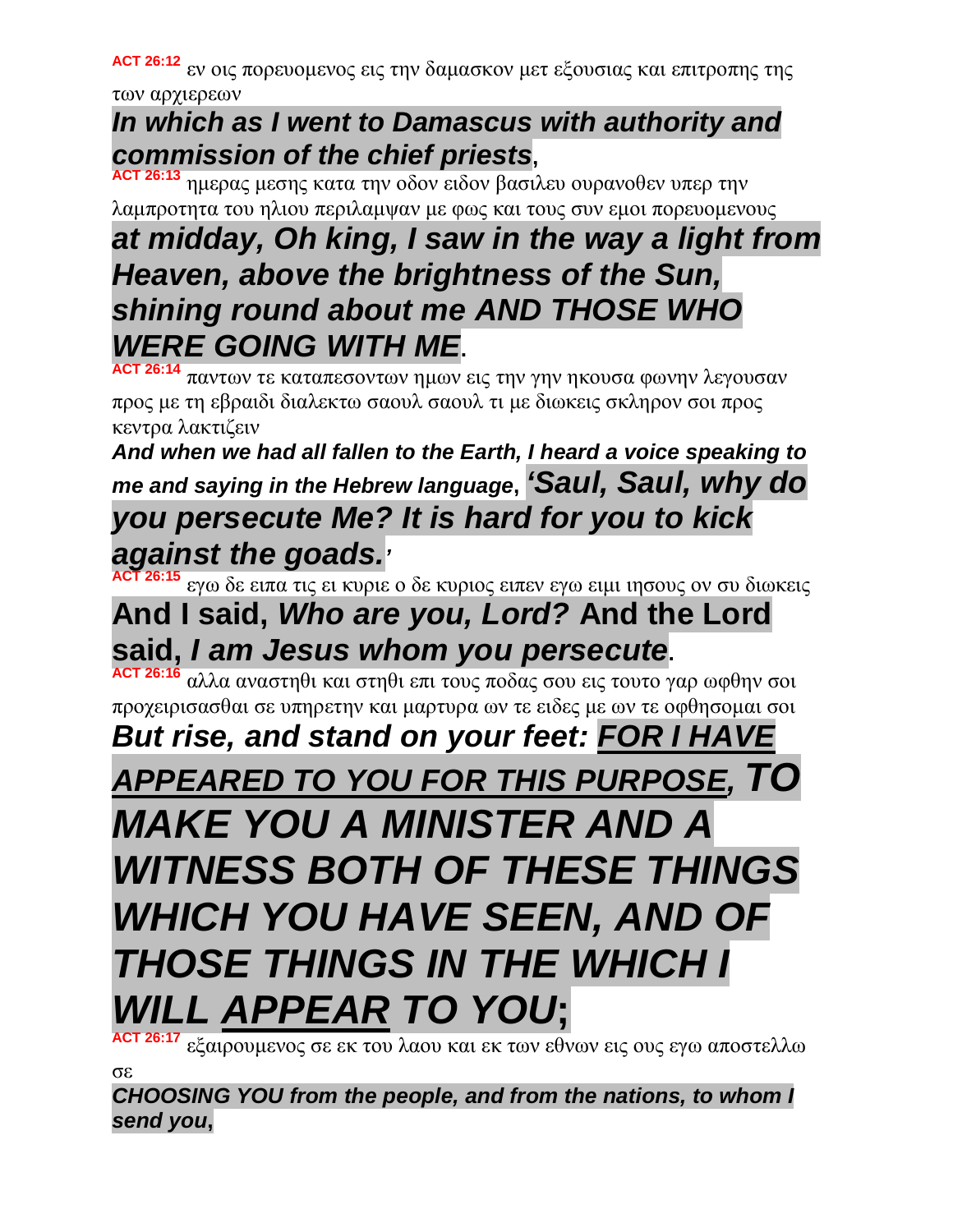**ACT 26:12** εν οις πορευομενος εις την δαμασκον μετ εξουσιας και επιτροπης της των αρχιερεων

***In which as I went to Damascus with authority and commission of the chief priests*,**

**ACT 26:13** ημερας μεσης κατα την οδον ειδον βασιλευ ουρανοθεν υπερ την λαμπροτητα του ηλιου περιλαμψαν με φως και τους συν εμοι πορευομενους

***at midday, Oh king, I saw in the way a light from Heaven, above the brightness of the Sun, shining round about me AND THOSE WHO WERE GOING WITH ME*.**

**ACT 26:14** παντων τε καταπεσοντων ημων εις την γην ηκουσα φωνην λεγουσαν προς με τη εβραιδι διαλεκτω σαουλ σαουλ τι με διωκεις σκληρον σοι προς κεντρα λακτιζειν

***And when we had all fallen to the Earth, I heard a voice speaking to me and saying in the Hebrew language*, *'Saul, Saul, why do you persecute Me? It is hard for you to kick against the goads.'***

**ACT 26:15** εγω δε ειπα τις ει κυριε ο δε κυριος ειπεν εγω ειμι ιησους ον συ διωκεις

**And I said, *Who are you, Lord?* And the Lord said, *I am Jesus whom you persecute*.**

**ACT 26:16** αλλα αναστηθι και στηθι επι τους ποδας σου εις τουτο γαρ ωφθην σοι προχειρισασθαι σε υπηρετην και μαρτυρα ων τε ειδες με ων τε οφθησομαι σοι

***But rise, and stand on your feet: <u>FOR I HAVE APPEARED TO YOU FOR THIS PURPOSE,</u> TO MAKE YOU A MINISTER AND A WITNESS BOTH OF THESE THINGS WHICH YOU HAVE SEEN, AND OF THOSE THINGS IN THE WHICH I WILL <u>APPEAR</u> TO YOU*;**

**ACT 26:17** εξαιρουμενος σε εκ του λαου και εκ των εθνων εις ους εγω αποστελλω σε

***CHOOSING YOU from the people, and from the nations, to whom I send you*,**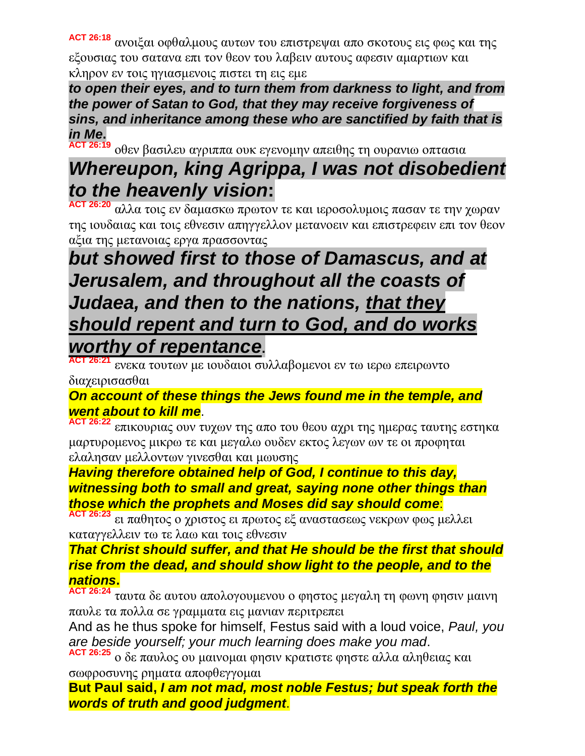**ACT 26:18** ανοιξαι οφθαλμους αυτων του επιστρεψαι απο σκοτους εις φως και της εξουσιας του σατανα επι τον θεον του λαβειν αυτους αφεσιν αμαρτιων και κληρον εν τοις ηγιασμενοις πιστει τη εις εμε

***to open their eyes, and to turn them from darkness to light, and from the power of Satan to God, that they may receive forgiveness of sins, and inheritance among these who are sanctified by faith that is in Me.***

**ACT 26:19** οθεν βασιλευ αγριππα ουκ εγενομην απειθης τη ουρανιω οπτασια

***Whereupon, king Agrippa, I was not disobedient to the heavenly vision*:**

**ACT 26:20** αλλα τοις εν δαμασκω πρωτον τε και ιεροσολυμοις πασαν τε την χωραν της ιουδαιας και τοις εθνεσιν απηγγελλον μετανοειν και επιστρεφειν επι τον θεον αξια της μετανοιας εργα πρασσοντας

***but showed first to those of Damascus, and at Jerusalem, and throughout all the coasts of Judaea, and then to the nations, <u>that they should repent and turn to God, and do works worthy of repentance</u>.***

**ACT 26:21** ενεκα τουτων με ιουδαιοι συλλαβομενοι εν τω ιερω επειρωντο διαχειρισασθαι

***On account of these things the Jews found me in the temple, and went about to kill me*.**

**ACT 26:22** επικουριας ουν τυχων της απο του θεου αχρι της ημερας ταυτης εστηκα μαρτυρομενος μικρω τε και μεγαλω ουδεν εκτος λεγων ων τε οι προφηται ελαλησαν μελλοντων γινεσθαι και μωυσης

***Having therefore obtained help of God, I continue to this day, witnessing both to small and great, saying none other things than those which the prophets and Moses did say should come*:**

**ACT 26:23** ει παθητος ο χριστος ει πρωτος εξ αναστασεως νεκρων φως μελλει καταγγελλειν τω τε λαω και τοις εθνεσιν

***That Christ should suffer, and that He should be the first that should rise from the dead, and should show light to the people, and to the nations.***

**ACT 26:24** ταυτα δε αυτου απολογουμενου ο φηστος μεγαλη τη φωνη φησιν μαινη παυλε τα πολλα σε γραμματα εις μανιαν περιτρεπει

And as he thus spoke for himself, Festus said with a loud voice, *Paul, you are beside yourself; your much learning does make you mad*.

**ACT 26:25** ο δε παυλος ου μαινομαι φησιν κρατιστε φηστε αλλα αληθειας και σωφροσυνης ρηματα αποφθεγγομαι

**But Paul said, *I am not mad, most noble Festus; but speak forth the words of truth and good judgment*.**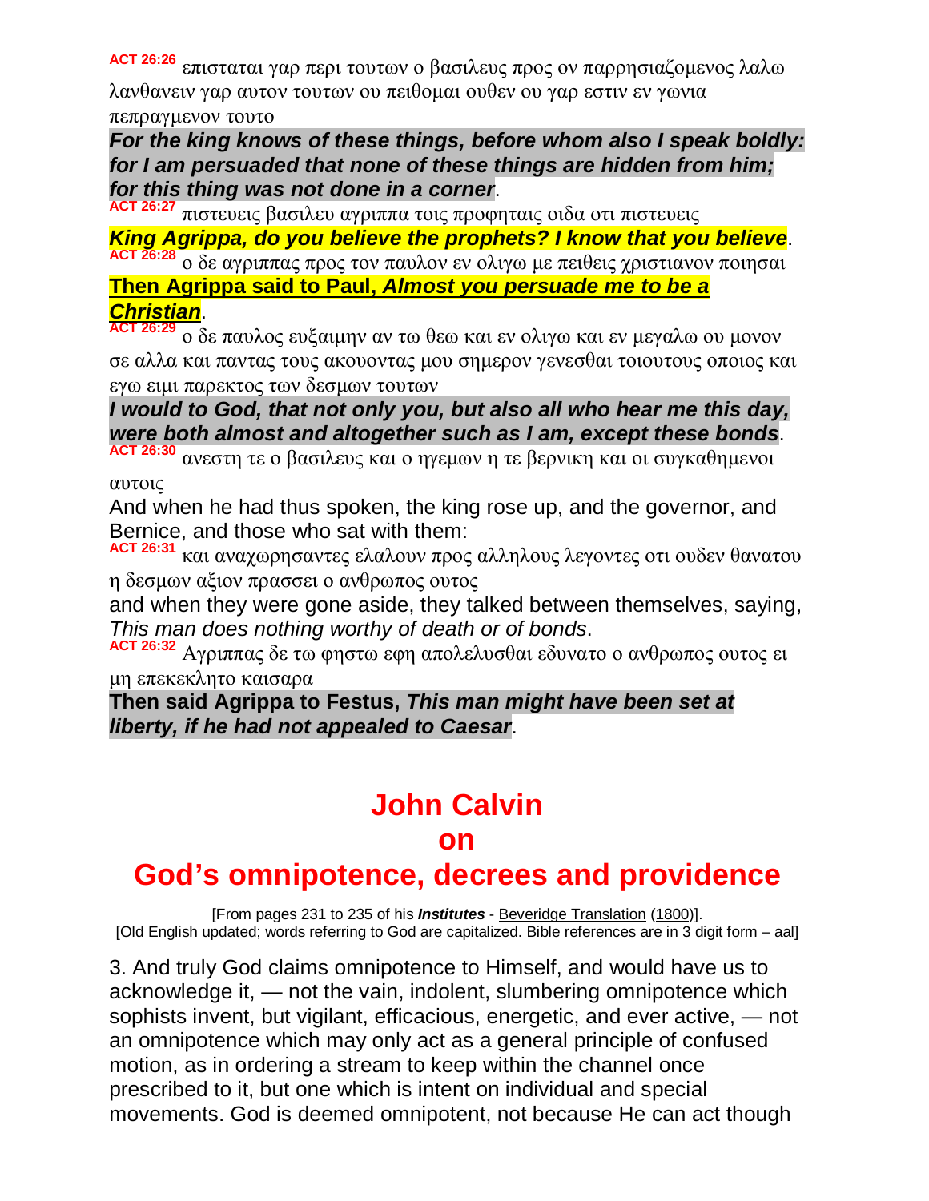**ACT 26:26** επισταται γαρ περι τουτων ο βασιλευς προς ον παρρησιαζομενος λαλω λανθανειν γαρ αυτον τουτων ου πειθομαι ουθεν ου γαρ εστιν εν γωνια πεπραγμενον τουτο

***For the king knows of these things, before whom also I speak boldly: for I am persuaded that none of these things are hidden from him; for this thing was not done in a corner***.

**ACT 26:27** πιστευεις βασιλευ αγριππα τοις προφηταις οιδα οτι πιστευεις

***King Agrippa, do you believe the prophets? I know that you believe***.

**ACT 26:28** ο δε αγριππας προς τον παυλον εν ολιγω με πειθεις χριστιανον ποιησαι

**Then Agrippa said to Paul, *Almost you persuade me to be a Christian***.

**ACT 26:29** ο δε παυλος ευξαιμην αν τω θεω και εν ολιγω και εν μεγαλω ου μονον σε αλλα και παντας τους ακουοντας μου σημερον γενεσθαι τοιουτους οποιος και εγω ειμι παρεκτος των δεσμων τουτων

***I would to God, that not only you, but also all who hear me this day, were both almost and altogether such as I am, except these bonds***.

**ACT 26:30** ανεστη τε ο βασιλευς και ο ηγεμων η τε βερνικη και οι συγκαθημενοι αυτοις

And when he had thus spoken, the king rose up, and the governor, and Bernice, and those who sat with them:

**ACT 26:31** και αναχωρησαντες ελαλουν προς αλληλους λεγοντες οτι ουδεν θανατου η δεσμων αξιον πρασσει ο ανθρωπος ουτος

and when they were gone aside, they talked between themselves, saying, *This man does nothing worthy of death or of bonds*.

**ACT 26:32** Αγριππας δε τω φηστω εφη απολελυσθαι εδυνατο ο ανθρωπος ουτος ει μη επεκεκλητο καισαρα

**Then said Agrippa to Festus, *This man might have been set at liberty, if he had not appealed to Caesar***.

# John Calvin
# on
# God's omnipotence, decrees and providence

[From pages 231 to 235 of his ***Institutes*** - Beveridge Translation (1800)].
[Old English updated; words referring to God are capitalized. Bible references are in 3 digit form – aal]

3. And truly God claims omnipotence to Himself, and would have us to acknowledge it, — not the vain, indolent, slumbering omnipotence which sophists invent, but vigilant, efficacious, energetic, and ever active, — not an omnipotence which may only act as a general principle of confused motion, as in ordering a stream to keep within the channel once prescribed to it, but one which is intent on individual and special movements. God is deemed omnipotent, not because He can act though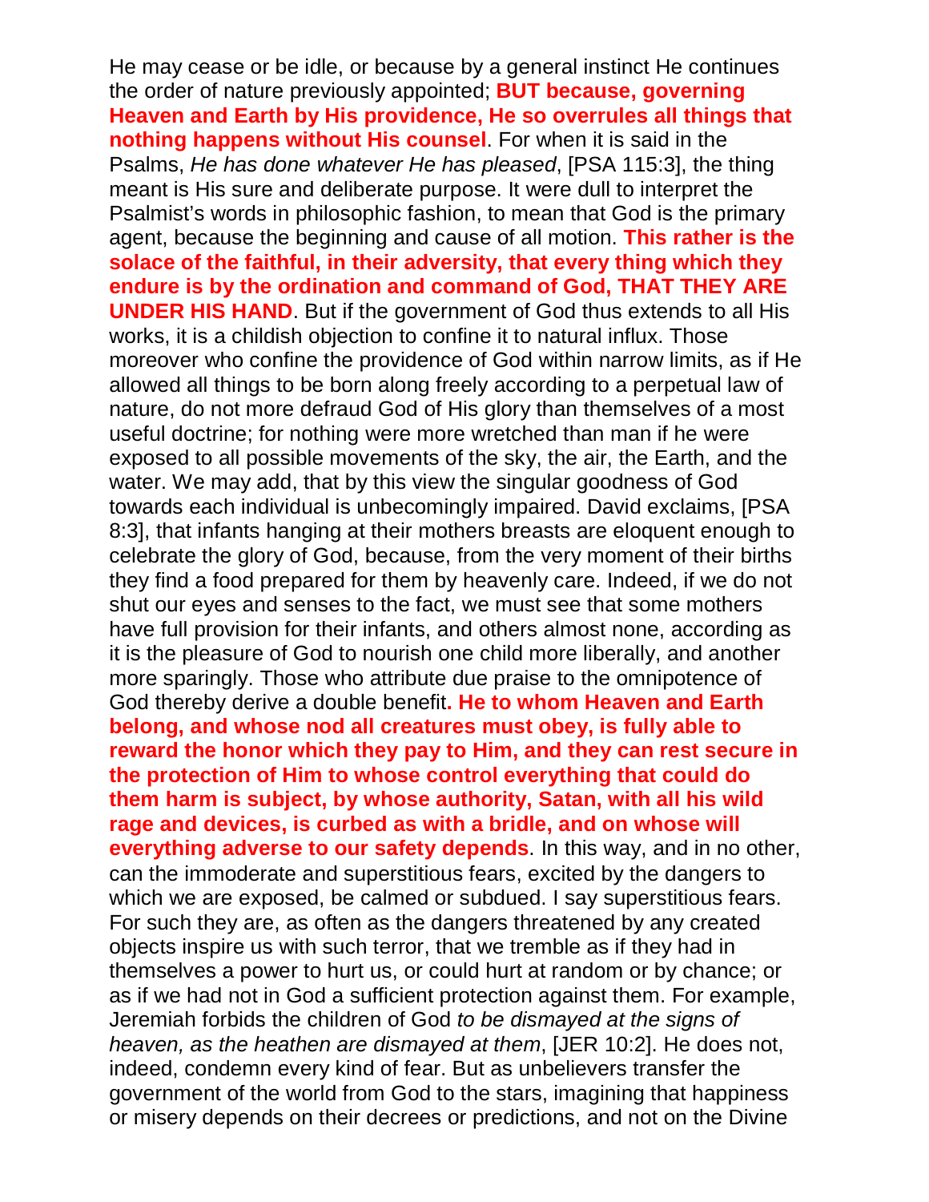He may cease or be idle, or because by a general instinct He continues the order of nature previously appointed; **BUT because, governing Heaven and Earth by His providence, He so overrules all things that nothing happens without His counsel**. For when it is said in the Psalms, *He has done whatever He has pleased*, [PSA 115:3], the thing meant is His sure and deliberate purpose. It were dull to interpret the Psalmist's words in philosophic fashion, to mean that God is the primary agent, because the beginning and cause of all motion. **This rather is the solace of the faithful, in their adversity, that every thing which they endure is by the ordination and command of God, THAT THEY ARE UNDER HIS HAND**. But if the government of God thus extends to all His works, it is a childish objection to confine it to natural influx. Those moreover who confine the providence of God within narrow limits, as if He allowed all things to be born along freely according to a perpetual law of nature, do not more defraud God of His glory than themselves of a most useful doctrine; for nothing were more wretched than man if he were exposed to all possible movements of the sky, the air, the Earth, and the water. We may add, that by this view the singular goodness of God towards each individual is unbecomingly impaired. David exclaims, [PSA 8:3], that infants hanging at their mothers breasts are eloquent enough to celebrate the glory of God, because, from the very moment of their births they find a food prepared for them by heavenly care. Indeed, if we do not shut our eyes and senses to the fact, we must see that some mothers have full provision for their infants, and others almost none, according as it is the pleasure of God to nourish one child more liberally, and another more sparingly. Those who attribute due praise to the omnipotence of God thereby derive a double benefit**. He to whom Heaven and Earth belong, and whose nod all creatures must obey, is fully able to reward the honor which they pay to Him, and they can rest secure in the protection of Him to whose control everything that could do them harm is subject, by whose authority, Satan, with all his wild rage and devices, is curbed as with a bridle, and on whose will everything adverse to our safety depends**. In this way, and in no other, can the immoderate and superstitious fears, excited by the dangers to which we are exposed, be calmed or subdued. I say superstitious fears. For such they are, as often as the dangers threatened by any created objects inspire us with such terror, that we tremble as if they had in themselves a power to hurt us, or could hurt at random or by chance; or as if we had not in God a sufficient protection against them. For example, Jeremiah forbids the children of God *to be dismayed at the signs of heaven, as the heathen are dismayed at them*, [JER 10:2]. He does not, indeed, condemn every kind of fear. But as unbelievers transfer the government of the world from God to the stars, imagining that happiness or misery depends on their decrees or predictions, and not on the Divine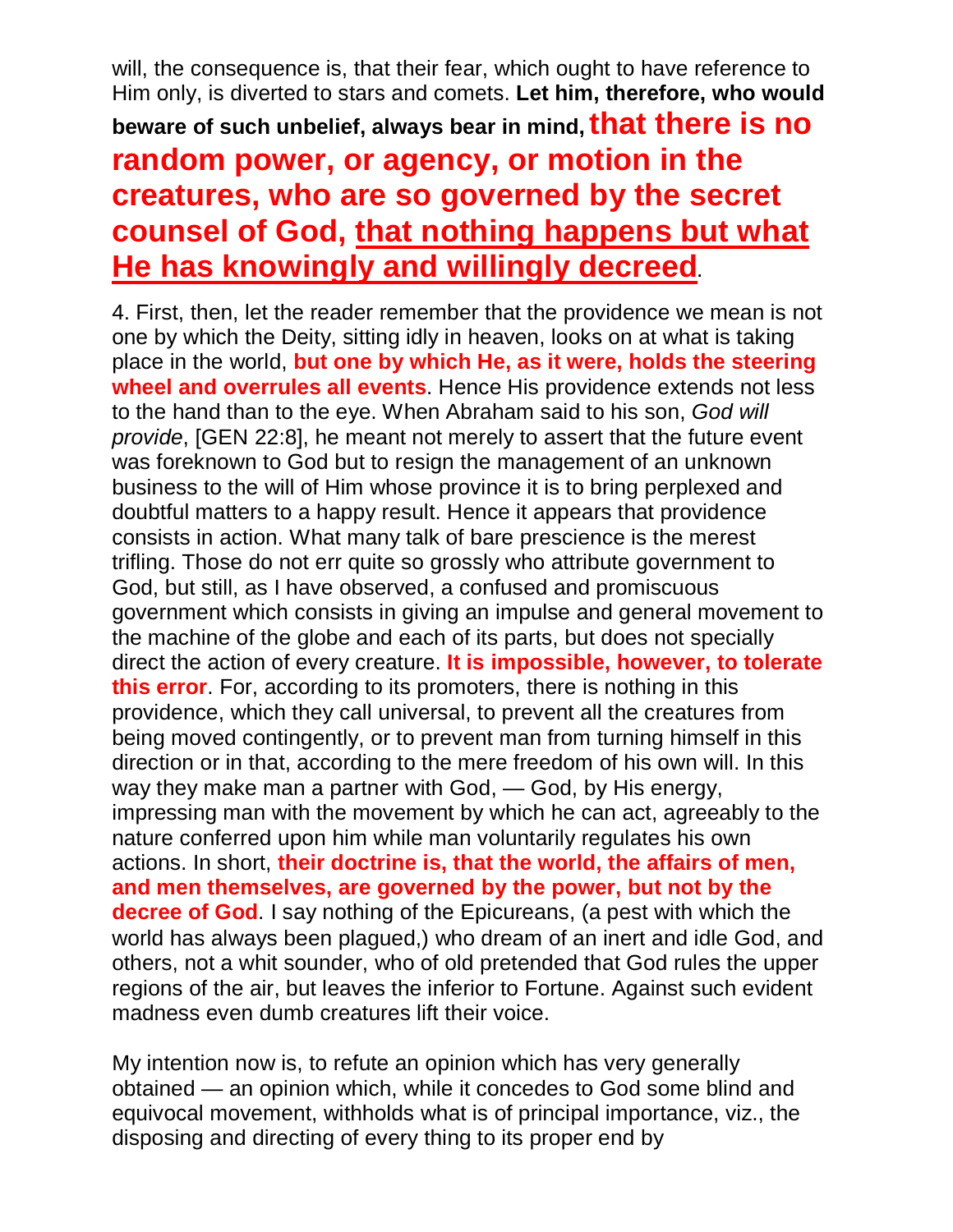will, the consequence is, that their fear, which ought to have reference to Him only, is diverted to stars and comets. **Let him, therefore, who would beware of such unbelief, always bear in mind, that there is no random power, or agency, or motion in the creatures, who are so governed by the secret counsel of God, <u>that nothing happens but what He has knowingly and willingly decreed</u>**.

4. First, then, let the reader remember that the providence we mean is not one by which the Deity, sitting idly in heaven, looks on at what is taking place in the world, **but one by which He, as it were, holds the steering wheel and overrules all events**. Hence His providence extends not less to the hand than to the eye. When Abraham said to his son, *God will provide*, [GEN 22:8], he meant not merely to assert that the future event was foreknown to God but to resign the management of an unknown business to the will of Him whose province it is to bring perplexed and doubtful matters to a happy result. Hence it appears that providence consists in action. What many talk of bare prescience is the merest trifling. Those do not err quite so grossly who attribute government to God, but still, as I have observed, a confused and promiscuous government which consists in giving an impulse and general movement to the machine of the globe and each of its parts, but does not specially direct the action of every creature. **It is impossible, however, to tolerate this error**. For, according to its promoters, there is nothing in this providence, which they call universal, to prevent all the creatures from being moved contingently, or to prevent man from turning himself in this direction or in that, according to the mere freedom of his own will. In this way they make man a partner with God, — God, by His energy, impressing man with the movement by which he can act, agreeably to the nature conferred upon him while man voluntarily regulates his own actions. In short, **their doctrine is, that the world, the affairs of men, and men themselves, are governed by the power, but not by the decree of God**. I say nothing of the Epicureans, (a pest with which the world has always been plagued,) who dream of an inert and idle God, and others, not a whit sounder, who of old pretended that God rules the upper regions of the air, but leaves the inferior to Fortune. Against such evident madness even dumb creatures lift their voice.

My intention now is, to refute an opinion which has very generally obtained — an opinion which, while it concedes to God some blind and equivocal movement, withholds what is of principal importance, viz., the disposing and directing of every thing to its proper end by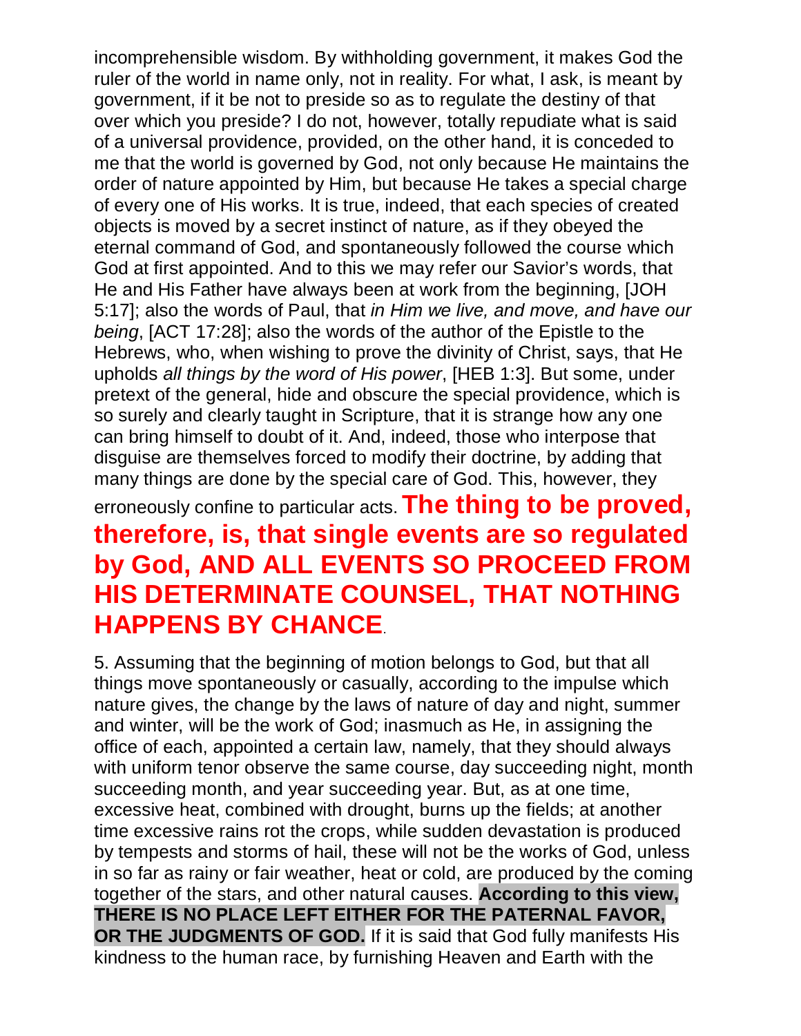incomprehensible wisdom. By withholding government, it makes God the ruler of the world in name only, not in reality. For what, I ask, is meant by government, if it be not to preside so as to regulate the destiny of that over which you preside? I do not, however, totally repudiate what is said of a universal providence, provided, on the other hand, it is conceded to me that the world is governed by God, not only because He maintains the order of nature appointed by Him, but because He takes a special charge of every one of His works. It is true, indeed, that each species of created objects is moved by a secret instinct of nature, as if they obeyed the eternal command of God, and spontaneously followed the course which God at first appointed. And to this we may refer our Savior's words, that He and His Father have always been at work from the beginning, [JOH 5:17]; also the words of Paul, that *in Him we live, and move, and have our being*, [ACT 17:28]; also the words of the author of the Epistle to the Hebrews, who, when wishing to prove the divinity of Christ, says, that He upholds *all things by the word of His power*, [HEB 1:3]. But some, under pretext of the general, hide and obscure the special providence, which is so surely and clearly taught in Scripture, that it is strange how any one can bring himself to doubt of it. And, indeed, those who interpose that disguise are themselves forced to modify their doctrine, by adding that many things are done by the special care of God. This, however, they erroneously confine to particular acts. **The thing to be proved, therefore, is, that single events are so regulated by God, AND ALL EVENTS SO PROCEED FROM HIS DETERMINATE COUNSEL, THAT NOTHING HAPPENS BY CHANCE**.

5. Assuming that the beginning of motion belongs to God, but that all things move spontaneously or casually, according to the impulse which nature gives, the change by the laws of nature of day and night, summer and winter, will be the work of God; inasmuch as He, in assigning the office of each, appointed a certain law, namely, that they should always with uniform tenor observe the same course, day succeeding night, month succeeding month, and year succeeding year. But, as at one time, excessive heat, combined with drought, burns up the fields; at another time excessive rains rot the crops, while sudden devastation is produced by tempests and storms of hail, these will not be the works of God, unless in so far as rainy or fair weather, heat or cold, are produced by the coming together of the stars, and other natural causes. **According to this view, THERE IS NO PLACE LEFT EITHER FOR THE PATERNAL FAVOR, OR THE JUDGMENTS OF GOD.** If it is said that God fully manifests His kindness to the human race, by furnishing Heaven and Earth with the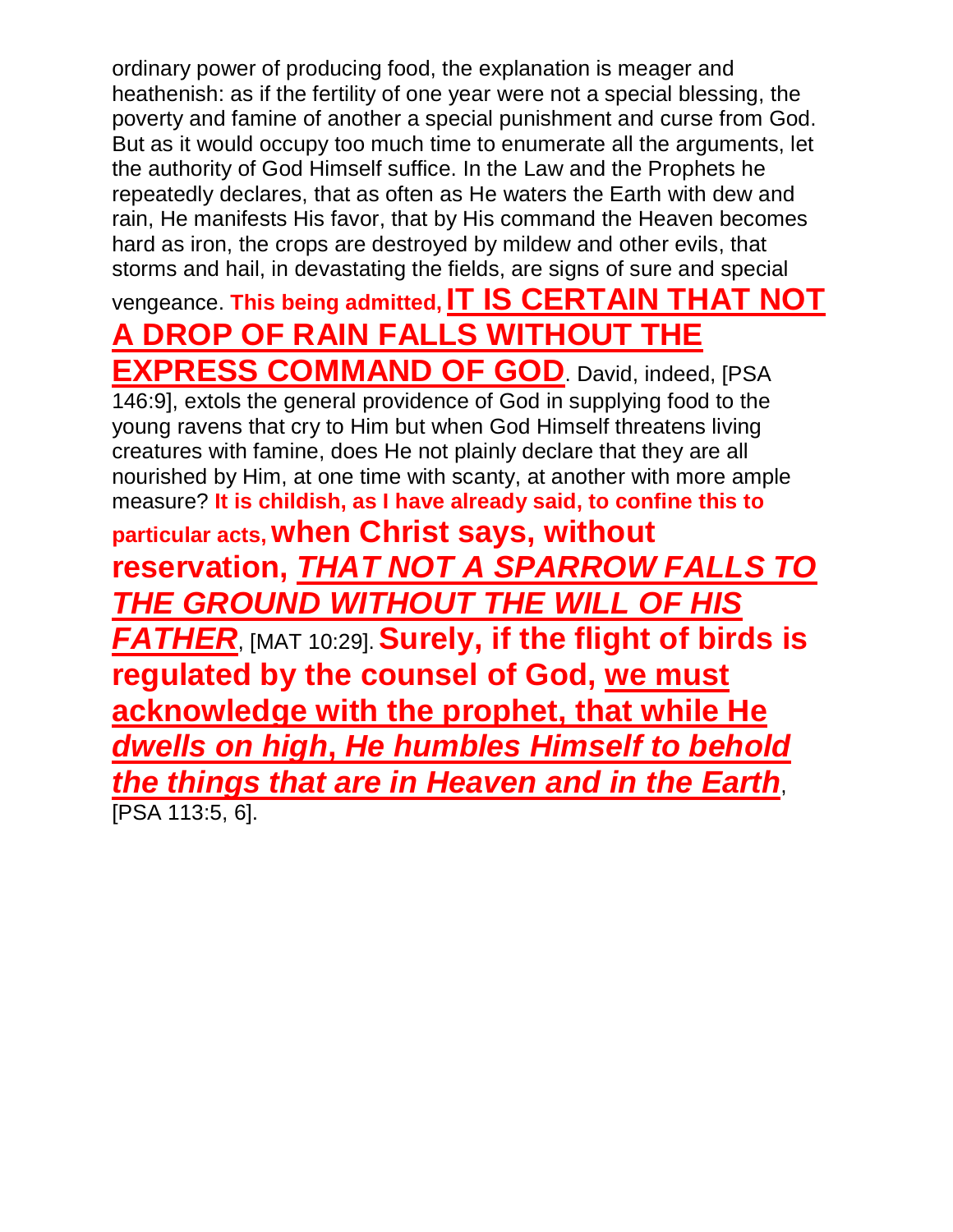ordinary power of producing food, the explanation is meager and heathenish: as if the fertility of one year were not a special blessing, the poverty and famine of another a special punishment and curse from God. But as it would occupy too much time to enumerate all the arguments, let the authority of God Himself suffice. In the Law and the Prophets he repeatedly declares, that as often as He waters the Earth with dew and rain, He manifests His favor, that by His command the Heaven becomes hard as iron, the crops are destroyed by mildew and other evils, that storms and hail, in devastating the fields, are signs of sure and special vengeance. **This being admitted, IT IS CERTAIN THAT NOT A DROP OF RAIN FALLS WITHOUT THE EXPRESS COMMAND OF GOD**. David, indeed, [PSA 146:9], extols the general providence of God in supplying food to the young ravens that cry to Him but when God Himself threatens living creatures with famine, does He not plainly declare that they are all nourished by Him, at one time with scanty, at another with more ample measure? **It is childish, as I have already said, to confine this to particular acts, when Christ says, without reservation, *THAT NOT A SPARROW FALLS TO THE GROUND WITHOUT THE WILL OF HIS FATHER***, [MAT 10:29]. **Surely, if the flight of birds is regulated by the counsel of God, we must acknowledge with the prophet, that while He *dwells on high, He humbles Himself to behold the things that are in Heaven and in the Earth***, [PSA 113:5, 6].